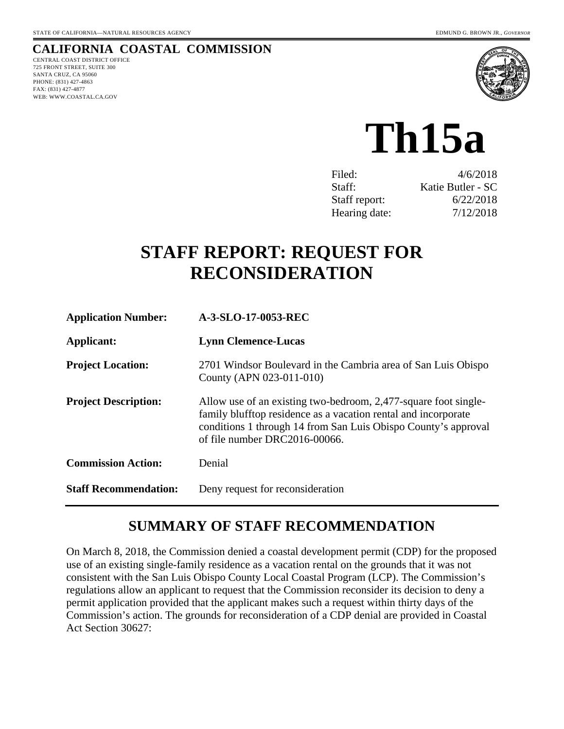STATE OF CALIFORNIA—NATURAL RESOURCES AGENCY EDMUND G. BROWN JR., *GOVERNOR*

**CALIFORNIA COASTAL COMMISSION**
CENTRAL COAST DISTRICT OFFICE
725 FRONT STREET, SUITE 300
SANTA CRUZ, CA 95060
PHONE: (831) 427-4863
FAX: (831) 427-4877
WEB: WWW.COASTAL.CA.GOV

# Th15a

| | |
|---|---|
| Filed: | 4/6/2018 |
| Staff: | Katie Butler - SC |
| Staff report: | 6/22/2018 |
| Hearing date: | 7/12/2018 |

# STAFF REPORT: REQUEST FOR RECONSIDERATION

| | |
|---|---|
| **Application Number:** | **A-3-SLO-17-0053-REC** |
| **Applicant:** | **Lynn Clemence-Lucas** |
| **Project Location:** | 2701 Windsor Boulevard in the Cambria area of San Luis Obispo County (APN 023-011-010) |
| **Project Description:** | Allow use of an existing two-bedroom, 2,477-square foot single-family blufftop residence as a vacation rental and incorporate conditions 1 through 14 from San Luis Obispo County's approval of file number DRC2016-00066. |
| **Commission Action:** | Denial |
| **Staff Recommendation:** | Deny request for reconsideration |

## SUMMARY OF STAFF RECOMMENDATION

On March 8, 2018, the Commission denied a coastal development permit (CDP) for the proposed use of an existing single-family residence as a vacation rental on the grounds that it was not consistent with the San Luis Obispo County Local Coastal Program (LCP). The Commission's regulations allow an applicant to request that the Commission reconsider its decision to deny a permit application provided that the applicant makes such a request within thirty days of the Commission's action. The grounds for reconsideration of a CDP denial are provided in Coastal Act Section 30627: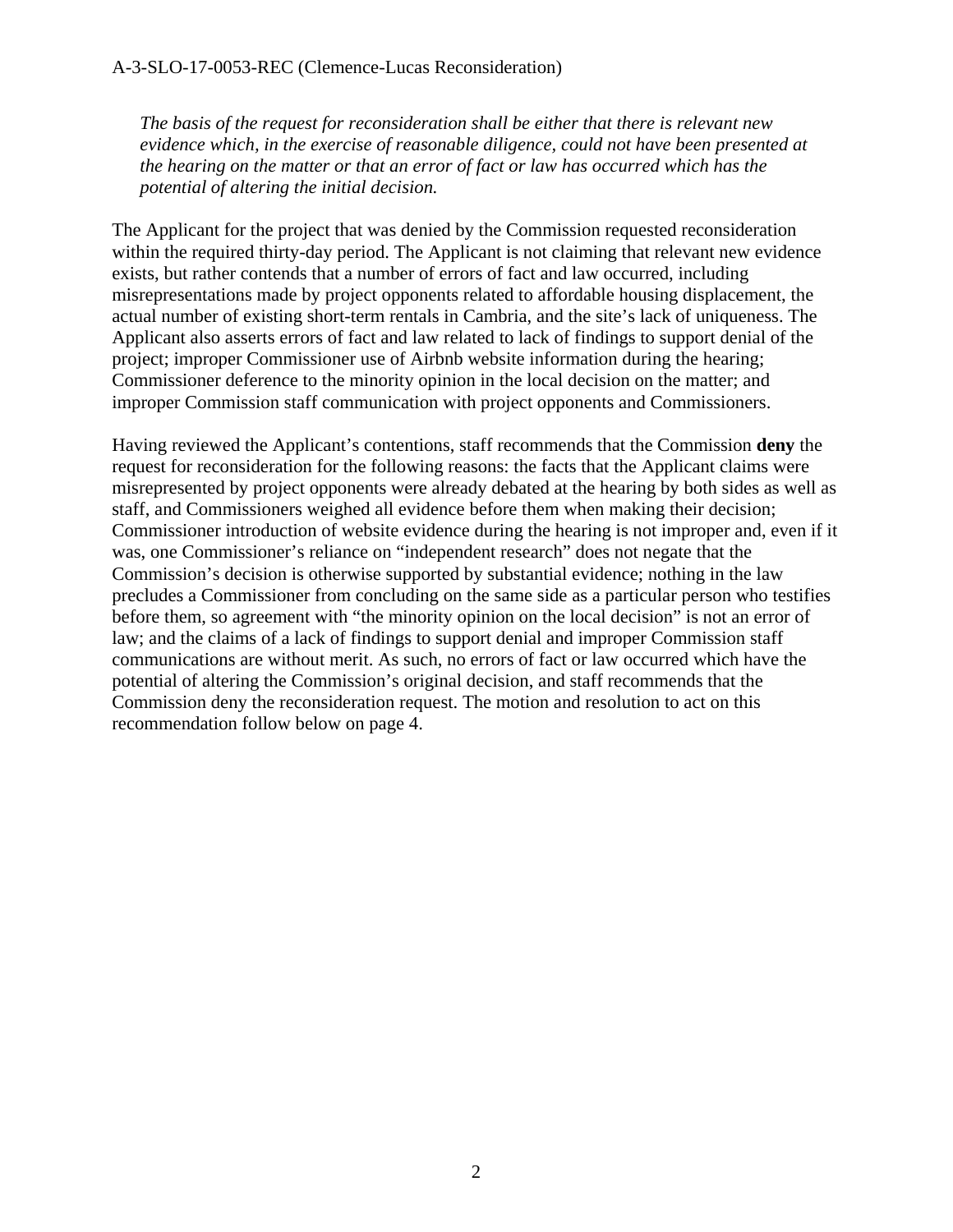*The basis of the request for reconsideration shall be either that there is relevant new evidence which, in the exercise of reasonable diligence, could not have been presented at the hearing on the matter or that an error of fact or law has occurred which has the potential of altering the initial decision.*

The Applicant for the project that was denied by the Commission requested reconsideration within the required thirty-day period. The Applicant is not claiming that relevant new evidence exists, but rather contends that a number of errors of fact and law occurred, including misrepresentations made by project opponents related to affordable housing displacement, the actual number of existing short-term rentals in Cambria, and the site's lack of uniqueness. The Applicant also asserts errors of fact and law related to lack of findings to support denial of the project; improper Commissioner use of Airbnb website information during the hearing; Commissioner deference to the minority opinion in the local decision on the matter; and improper Commission staff communication with project opponents and Commissioners.

Having reviewed the Applicant's contentions, staff recommends that the Commission **deny** the request for reconsideration for the following reasons: the facts that the Applicant claims were misrepresented by project opponents were already debated at the hearing by both sides as well as staff, and Commissioners weighed all evidence before them when making their decision; Commissioner introduction of website evidence during the hearing is not improper and, even if it was, one Commissioner's reliance on "independent research" does not negate that the Commission's decision is otherwise supported by substantial evidence; nothing in the law precludes a Commissioner from concluding on the same side as a particular person who testifies before them, so agreement with "the minority opinion on the local decision" is not an error of law; and the claims of a lack of findings to support denial and improper Commission staff communications are without merit. As such, no errors of fact or law occurred which have the potential of altering the Commission's original decision, and staff recommends that the Commission deny the reconsideration request. The motion and resolution to act on this recommendation follow below on page 4.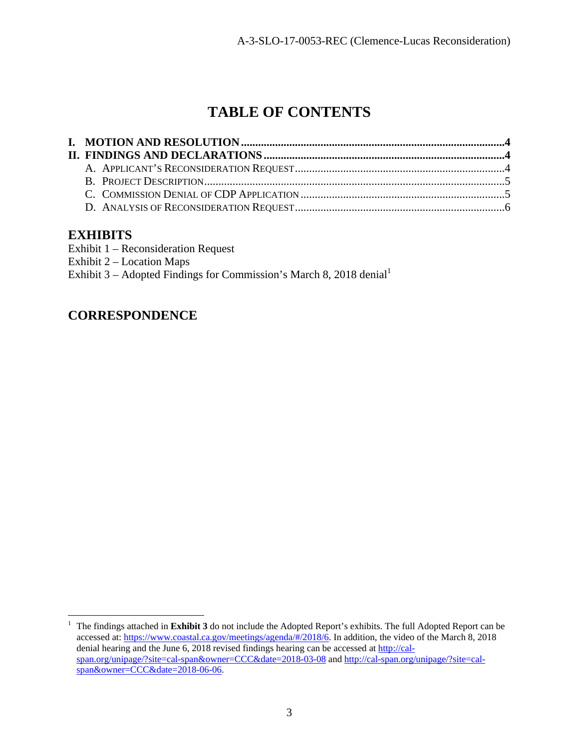# TABLE OF CONTENTS

**I. MOTION AND RESOLUTION** ............................................................................................**4**
**II. FINDINGS AND DECLARATIONS** ...................................................................................**4**
A. APPLICANT'S RECONSIDERATION REQUEST.........................................................................4
B. PROJECT DESCRIPTION.........................................................................................................5
C. COMMISSION DENIAL OF CDP APPLICATION .......................................................................5
D. ANALYSIS OF RECONSIDERATION REQUEST.........................................................................6

## EXHIBITS

Exhibit 1 – Reconsideration Request
Exhibit 2 – Location Maps
Exhibit 3 – Adopted Findings for Commission's March 8, 2018 denial[1]

## CORRESPONDENCE

---

[1] The findings attached in **Exhibit 3** do not include the Adopted Report's exhibits. The full Adopted Report can be accessed at: https://www.coastal.ca.gov/meetings/agenda/#/2018/6. In addition, the video of the March 8, 2018 denial hearing and the June 6, 2018 revised findings hearing can be accessed at http://cal-span.org/unipage/?site=cal-span&owner=CCC&date=2018-03-08 and http://cal-span.org/unipage/?site=cal-span&owner=CCC&date=2018-06-06.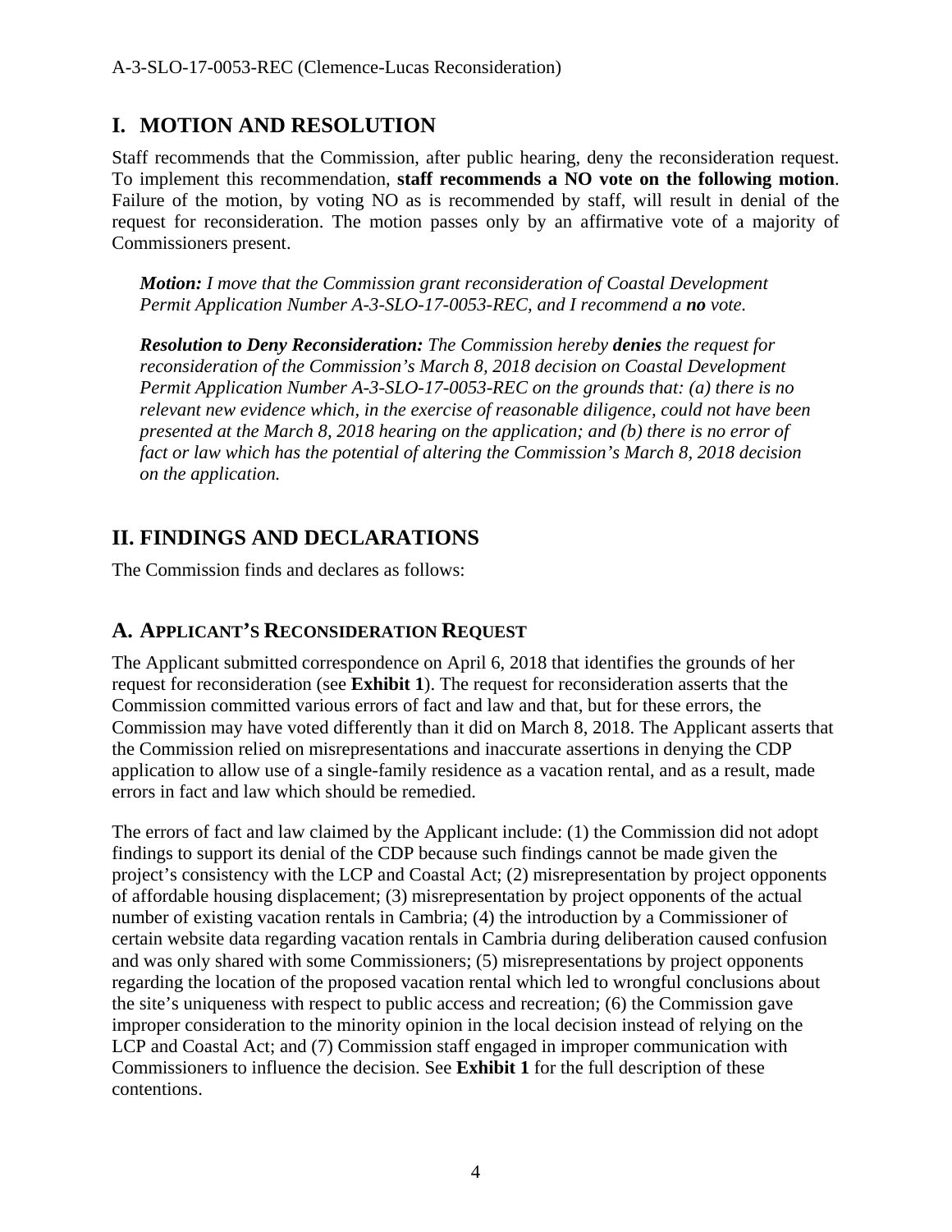## I. MOTION AND RESOLUTION

Staff recommends that the Commission, after public hearing, deny the reconsideration request. To implement this recommendation, **staff recommends a NO vote on the following motion**. Failure of the motion, by voting NO as is recommended by staff, will result in denial of the request for reconsideration. The motion passes only by an affirmative vote of a majority of Commissioners present.

> ***Motion:*** *I move that the Commission grant reconsideration of Coastal Development Permit Application Number A-3-SLO-17-0053-REC, and I recommend a* ***no*** *vote.*
>
> ***Resolution to Deny Reconsideration:*** *The Commission hereby* ***denies*** *the request for reconsideration of the Commission's March 8, 2018 decision on Coastal Development Permit Application Number A-3-SLO-17-0053-REC on the grounds that: (a) there is no relevant new evidence which, in the exercise of reasonable diligence, could not have been presented at the March 8, 2018 hearing on the application; and (b) there is no error of fact or law which has the potential of altering the Commission's March 8, 2018 decision on the application.*

## II. FINDINGS AND DECLARATIONS

The Commission finds and declares as follows:

### A. APPLICANT'S RECONSIDERATION REQUEST

The Applicant submitted correspondence on April 6, 2018 that identifies the grounds of her request for reconsideration (see **Exhibit 1**). The request for reconsideration asserts that the Commission committed various errors of fact and law and that, but for these errors, the Commission may have voted differently than it did on March 8, 2018. The Applicant asserts that the Commission relied on misrepresentations and inaccurate assertions in denying the CDP application to allow use of a single-family residence as a vacation rental, and as a result, made errors in fact and law which should be remedied.

The errors of fact and law claimed by the Applicant include: (1) the Commission did not adopt findings to support its denial of the CDP because such findings cannot be made given the project's consistency with the LCP and Coastal Act; (2) misrepresentation by project opponents of affordable housing displacement; (3) misrepresentation by project opponents of the actual number of existing vacation rentals in Cambria; (4) the introduction by a Commissioner of certain website data regarding vacation rentals in Cambria during deliberation caused confusion and was only shared with some Commissioners; (5) misrepresentations by project opponents regarding the location of the proposed vacation rental which led to wrongful conclusions about the site's uniqueness with respect to public access and recreation; (6) the Commission gave improper consideration to the minority opinion in the local decision instead of relying on the LCP and Coastal Act; and (7) Commission staff engaged in improper communication with Commissioners to influence the decision. See **Exhibit 1** for the full description of these contentions.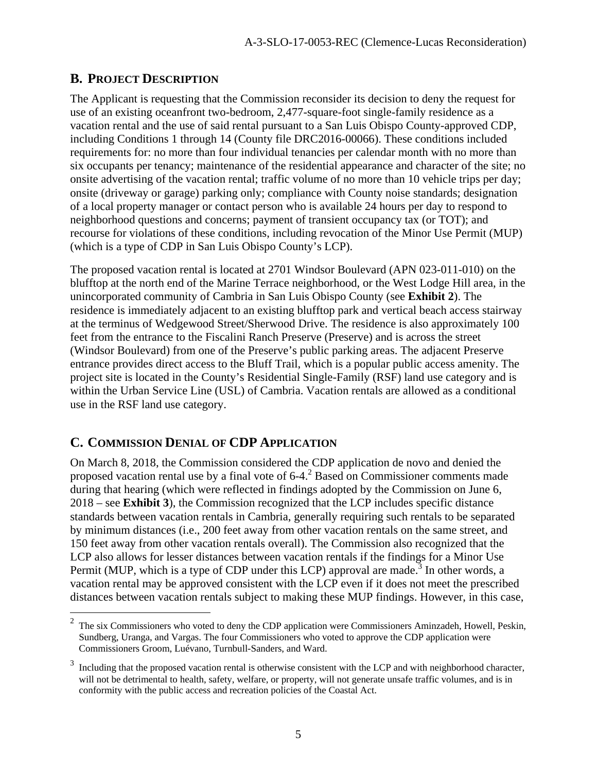## B. Project Description

The Applicant is requesting that the Commission reconsider its decision to deny the request for use of an existing oceanfront two-bedroom, 2,477-square-foot single-family residence as a vacation rental and the use of said rental pursuant to a San Luis Obispo County-approved CDP, including Conditions 1 through 14 (County file DRC2016-00066). These conditions included requirements for: no more than four individual tenancies per calendar month with no more than six occupants per tenancy; maintenance of the residential appearance and character of the site; no onsite advertising of the vacation rental; traffic volume of no more than 10 vehicle trips per day; onsite (driveway or garage) parking only; compliance with County noise standards; designation of a local property manager or contact person who is available 24 hours per day to respond to neighborhood questions and concerns; payment of transient occupancy tax (or TOT); and recourse for violations of these conditions, including revocation of the Minor Use Permit (MUP) (which is a type of CDP in San Luis Obispo County's LCP).

The proposed vacation rental is located at 2701 Windsor Boulevard (APN 023-011-010) on the blufftop at the north end of the Marine Terrace neighborhood, or the West Lodge Hill area, in the unincorporated community of Cambria in San Luis Obispo County (see **Exhibit 2**). The residence is immediately adjacent to an existing blufftop park and vertical beach access stairway at the terminus of Wedgewood Street/Sherwood Drive. The residence is also approximately 100 feet from the entrance to the Fiscalini Ranch Preserve (Preserve) and is across the street (Windsor Boulevard) from one of the Preserve's public parking areas. The adjacent Preserve entrance provides direct access to the Bluff Trail, which is a popular public access amenity. The project site is located in the County's Residential Single-Family (RSF) land use category and is within the Urban Service Line (USL) of Cambria. Vacation rentals are allowed as a conditional use in the RSF land use category.

## C. Commission Denial of CDP Application

On March 8, 2018, the Commission considered the CDP application de novo and denied the proposed vacation rental use by a final vote of 6-4.[2] Based on Commissioner comments made during that hearing (which were reflected in findings adopted by the Commission on June 6, 2018 – see **Exhibit 3**), the Commission recognized that the LCP includes specific distance standards between vacation rentals in Cambria, generally requiring such rentals to be separated by minimum distances (i.e., 200 feet away from other vacation rentals on the same street, and 150 feet away from other vacation rentals overall). The Commission also recognized that the LCP also allows for lesser distances between vacation rentals if the findings for a Minor Use Permit (MUP, which is a type of CDP under this LCP) approval are made.[3] In other words, a vacation rental may be approved consistent with the LCP even if it does not meet the prescribed distances between vacation rentals subject to making these MUP findings. However, in this case,

[2] The six Commissioners who voted to deny the CDP application were Commissioners Aminzadeh, Howell, Peskin, Sundberg, Uranga, and Vargas. The four Commissioners who voted to approve the CDP application were Commissioners Groom, Luévano, Turnbull-Sanders, and Ward.

[3] Including that the proposed vacation rental is otherwise consistent with the LCP and with neighborhood character, will not be detrimental to health, safety, welfare, or property, will not generate unsafe traffic volumes, and is in conformity with the public access and recreation policies of the Coastal Act.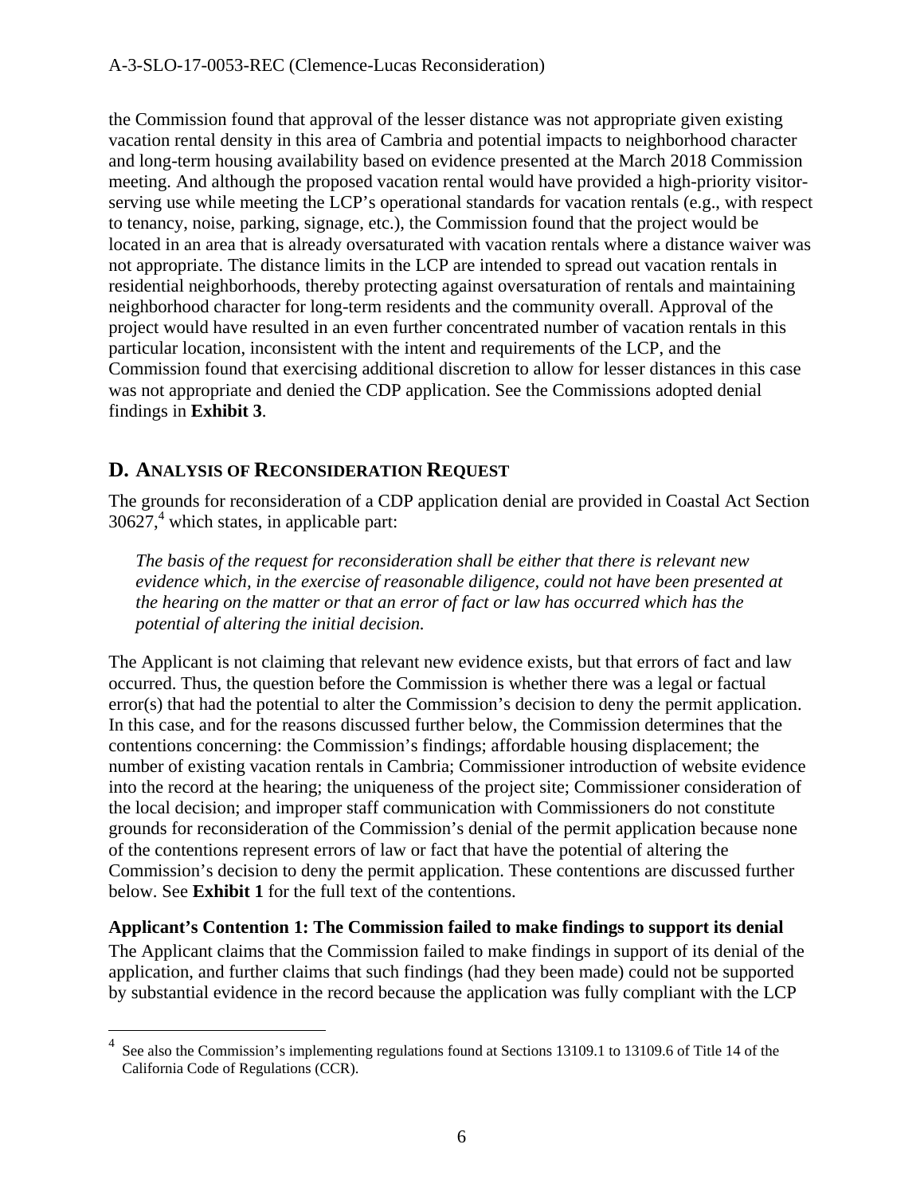the Commission found that approval of the lesser distance was not appropriate given existing vacation rental density in this area of Cambria and potential impacts to neighborhood character and long-term housing availability based on evidence presented at the March 2018 Commission meeting. And although the proposed vacation rental would have provided a high-priority visitor-serving use while meeting the LCP's operational standards for vacation rentals (e.g., with respect to tenancy, noise, parking, signage, etc.), the Commission found that the project would be located in an area that is already oversaturated with vacation rentals where a distance waiver was not appropriate. The distance limits in the LCP are intended to spread out vacation rentals in residential neighborhoods, thereby protecting against oversaturation of rentals and maintaining neighborhood character for long-term residents and the community overall. Approval of the project would have resulted in an even further concentrated number of vacation rentals in this particular location, inconsistent with the intent and requirements of the LCP, and the Commission found that exercising additional discretion to allow for lesser distances in this case was not appropriate and denied the CDP application. See the Commissions adopted denial findings in **Exhibit 3**.

## D. Analysis of Reconsideration Request

The grounds for reconsideration of a CDP application denial are provided in Coastal Act Section 30627,[4] which states, in applicable part:

> *The basis of the request for reconsideration shall be either that there is relevant new evidence which, in the exercise of reasonable diligence, could not have been presented at the hearing on the matter or that an error of fact or law has occurred which has the potential of altering the initial decision.*

The Applicant is not claiming that relevant new evidence exists, but that errors of fact and law occurred. Thus, the question before the Commission is whether there was a legal or factual error(s) that had the potential to alter the Commission's decision to deny the permit application. In this case, and for the reasons discussed further below, the Commission determines that the contentions concerning: the Commission's findings; affordable housing displacement; the number of existing vacation rentals in Cambria; Commissioner introduction of website evidence into the record at the hearing; the uniqueness of the project site; Commissioner consideration of the local decision; and improper staff communication with Commissioners do not constitute grounds for reconsideration of the Commission's denial of the permit application because none of the contentions represent errors of law or fact that have the potential of altering the Commission's decision to deny the permit application. These contentions are discussed further below. See **Exhibit 1** for the full text of the contentions.

**Applicant's Contention 1: The Commission failed to make findings to support its denial**

The Applicant claims that the Commission failed to make findings in support of its denial of the application, and further claims that such findings (had they been made) could not be supported by substantial evidence in the record because the application was fully compliant with the LCP

---

[4] See also the Commission's implementing regulations found at Sections 13109.1 to 13109.6 of Title 14 of the California Code of Regulations (CCR).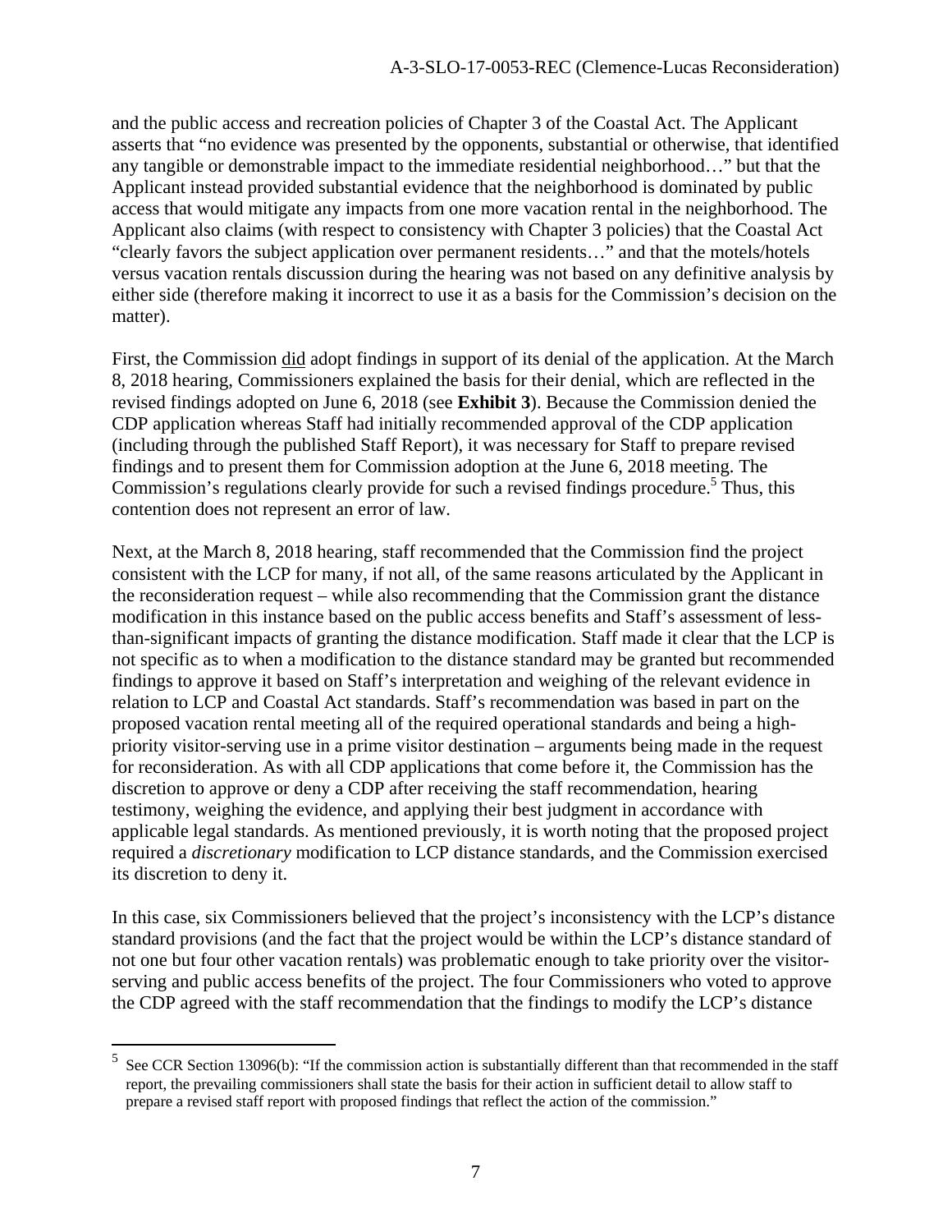and the public access and recreation policies of Chapter 3 of the Coastal Act. The Applicant asserts that "no evidence was presented by the opponents, substantial or otherwise, that identified any tangible or demonstrable impact to the immediate residential neighborhood…" but that the Applicant instead provided substantial evidence that the neighborhood is dominated by public access that would mitigate any impacts from one more vacation rental in the neighborhood. The Applicant also claims (with respect to consistency with Chapter 3 policies) that the Coastal Act "clearly favors the subject application over permanent residents…" and that the motels/hotels versus vacation rentals discussion during the hearing was not based on any definitive analysis by either side (therefore making it incorrect to use it as a basis for the Commission's decision on the matter).

First, the Commission did adopt findings in support of its denial of the application. At the March 8, 2018 hearing, Commissioners explained the basis for their denial, which are reflected in the revised findings adopted on June 6, 2018 (see **Exhibit 3**). Because the Commission denied the CDP application whereas Staff had initially recommended approval of the CDP application (including through the published Staff Report), it was necessary for Staff to prepare revised findings and to present them for Commission adoption at the June 6, 2018 meeting. The Commission's regulations clearly provide for such a revised findings procedure.[5] Thus, this contention does not represent an error of law.

Next, at the March 8, 2018 hearing, staff recommended that the Commission find the project consistent with the LCP for many, if not all, of the same reasons articulated by the Applicant in the reconsideration request – while also recommending that the Commission grant the distance modification in this instance based on the public access benefits and Staff's assessment of less-than-significant impacts of granting the distance modification. Staff made it clear that the LCP is not specific as to when a modification to the distance standard may be granted but recommended findings to approve it based on Staff's interpretation and weighing of the relevant evidence in relation to LCP and Coastal Act standards. Staff's recommendation was based in part on the proposed vacation rental meeting all of the required operational standards and being a high-priority visitor-serving use in a prime visitor destination – arguments being made in the request for reconsideration. As with all CDP applications that come before it, the Commission has the discretion to approve or deny a CDP after receiving the staff recommendation, hearing testimony, weighing the evidence, and applying their best judgment in accordance with applicable legal standards. As mentioned previously, it is worth noting that the proposed project required a *discretionary* modification to LCP distance standards, and the Commission exercised its discretion to deny it.

In this case, six Commissioners believed that the project's inconsistency with the LCP's distance standard provisions (and the fact that the project would be within the LCP's distance standard of not one but four other vacation rentals) was problematic enough to take priority over the visitor-serving and public access benefits of the project. The four Commissioners who voted to approve the CDP agreed with the staff recommendation that the findings to modify the LCP's distance

[5] See CCR Section 13096(b): "If the commission action is substantially different than that recommended in the staff report, the prevailing commissioners shall state the basis for their action in sufficient detail to allow staff to prepare a revised staff report with proposed findings that reflect the action of the commission."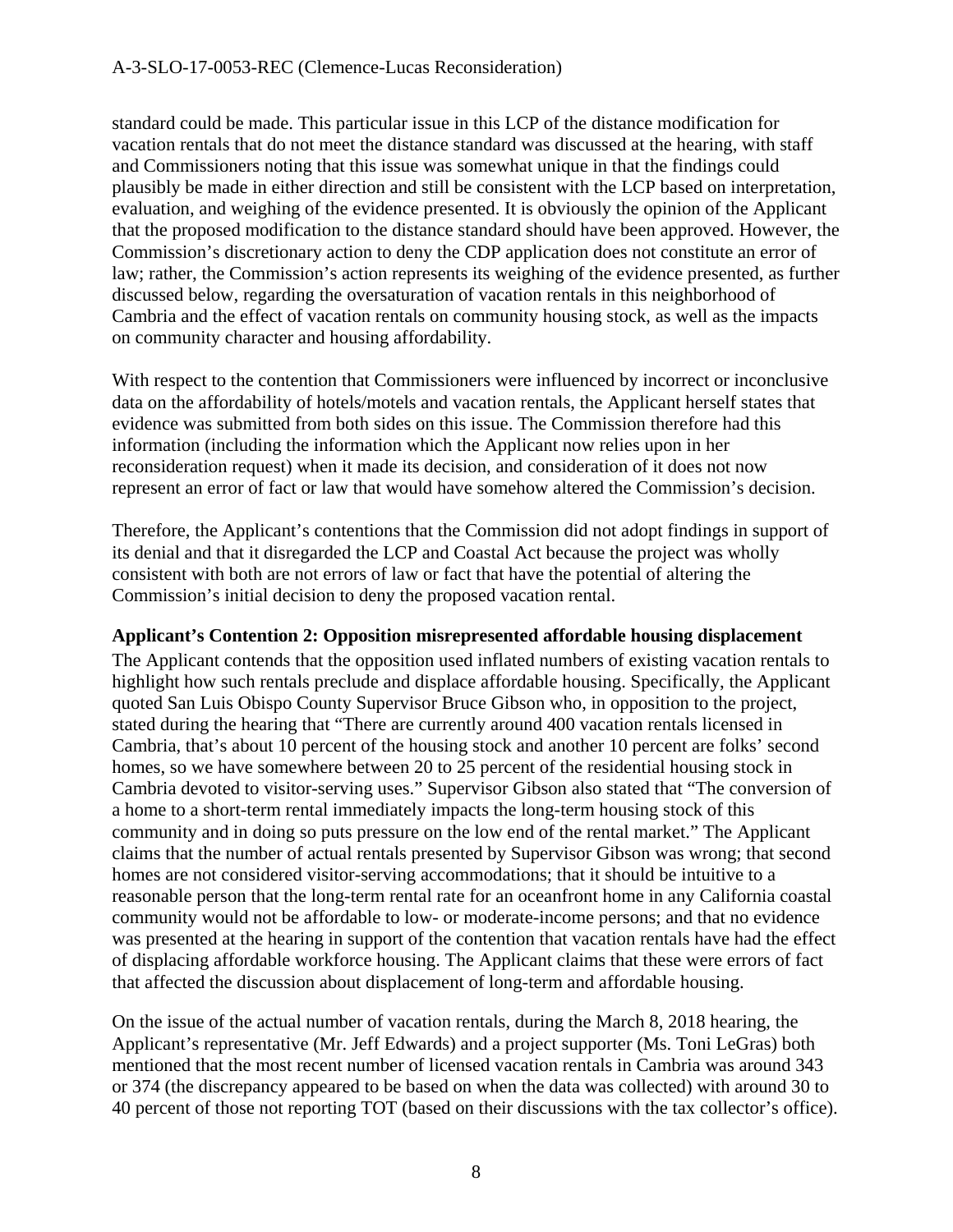standard could be made. This particular issue in this LCP of the distance modification for vacation rentals that do not meet the distance standard was discussed at the hearing, with staff and Commissioners noting that this issue was somewhat unique in that the findings could plausibly be made in either direction and still be consistent with the LCP based on interpretation, evaluation, and weighing of the evidence presented. It is obviously the opinion of the Applicant that the proposed modification to the distance standard should have been approved. However, the Commission's discretionary action to deny the CDP application does not constitute an error of law; rather, the Commission's action represents its weighing of the evidence presented, as further discussed below, regarding the oversaturation of vacation rentals in this neighborhood of Cambria and the effect of vacation rentals on community housing stock, as well as the impacts on community character and housing affordability.

With respect to the contention that Commissioners were influenced by incorrect or inconclusive data on the affordability of hotels/motels and vacation rentals, the Applicant herself states that evidence was submitted from both sides on this issue. The Commission therefore had this information (including the information which the Applicant now relies upon in her reconsideration request) when it made its decision, and consideration of it does not now represent an error of fact or law that would have somehow altered the Commission's decision.

Therefore, the Applicant's contentions that the Commission did not adopt findings in support of its denial and that it disregarded the LCP and Coastal Act because the project was wholly consistent with both are not errors of law or fact that have the potential of altering the Commission's initial decision to deny the proposed vacation rental.

**Applicant's Contention 2: Opposition misrepresented affordable housing displacement**

The Applicant contends that the opposition used inflated numbers of existing vacation rentals to highlight how such rentals preclude and displace affordable housing. Specifically, the Applicant quoted San Luis Obispo County Supervisor Bruce Gibson who, in opposition to the project, stated during the hearing that "There are currently around 400 vacation rentals licensed in Cambria, that's about 10 percent of the housing stock and another 10 percent are folks' second homes, so we have somewhere between 20 to 25 percent of the residential housing stock in Cambria devoted to visitor-serving uses." Supervisor Gibson also stated that "The conversion of a home to a short-term rental immediately impacts the long-term housing stock of this community and in doing so puts pressure on the low end of the rental market." The Applicant claims that the number of actual rentals presented by Supervisor Gibson was wrong; that second homes are not considered visitor-serving accommodations; that it should be intuitive to a reasonable person that the long-term rental rate for an oceanfront home in any California coastal community would not be affordable to low- or moderate-income persons; and that no evidence was presented at the hearing in support of the contention that vacation rentals have had the effect of displacing affordable workforce housing. The Applicant claims that these were errors of fact that affected the discussion about displacement of long-term and affordable housing.

On the issue of the actual number of vacation rentals, during the March 8, 2018 hearing, the Applicant's representative (Mr. Jeff Edwards) and a project supporter (Ms. Toni LeGras) both mentioned that the most recent number of licensed vacation rentals in Cambria was around 343 or 374 (the discrepancy appeared to be based on when the data was collected) with around 30 to 40 percent of those not reporting TOT (based on their discussions with the tax collector's office).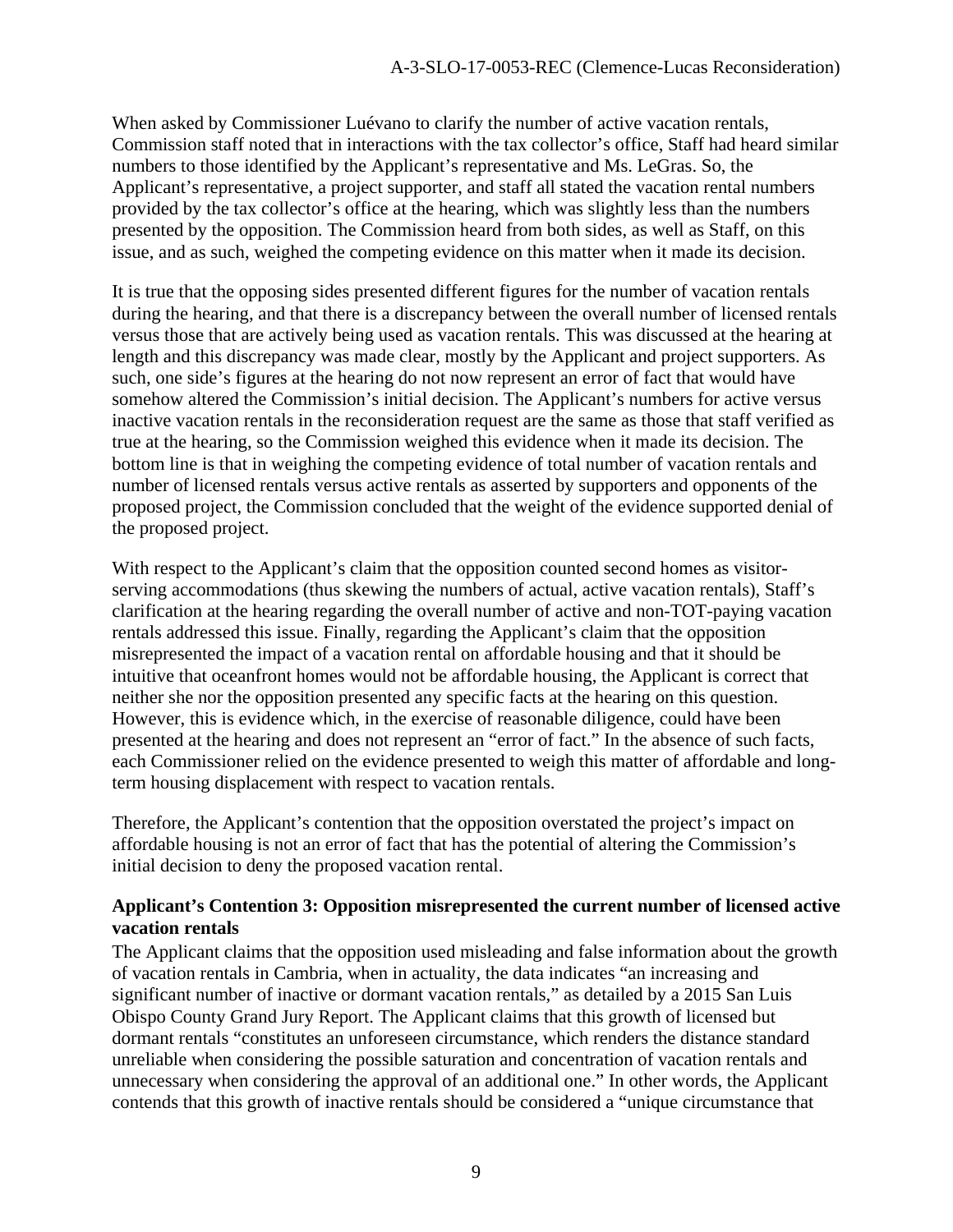When asked by Commissioner Luévano to clarify the number of active vacation rentals, Commission staff noted that in interactions with the tax collector's office, Staff had heard similar numbers to those identified by the Applicant's representative and Ms. LeGras. So, the Applicant's representative, a project supporter, and staff all stated the vacation rental numbers provided by the tax collector's office at the hearing, which was slightly less than the numbers presented by the opposition. The Commission heard from both sides, as well as Staff, on this issue, and as such, weighed the competing evidence on this matter when it made its decision.

It is true that the opposing sides presented different figures for the number of vacation rentals during the hearing, and that there is a discrepancy between the overall number of licensed rentals versus those that are actively being used as vacation rentals. This was discussed at the hearing at length and this discrepancy was made clear, mostly by the Applicant and project supporters. As such, one side's figures at the hearing do not now represent an error of fact that would have somehow altered the Commission's initial decision. The Applicant's numbers for active versus inactive vacation rentals in the reconsideration request are the same as those that staff verified as true at the hearing, so the Commission weighed this evidence when it made its decision. The bottom line is that in weighing the competing evidence of total number of vacation rentals and number of licensed rentals versus active rentals as asserted by supporters and opponents of the proposed project, the Commission concluded that the weight of the evidence supported denial of the proposed project.

With respect to the Applicant's claim that the opposition counted second homes as visitor-serving accommodations (thus skewing the numbers of actual, active vacation rentals), Staff's clarification at the hearing regarding the overall number of active and non-TOT-paying vacation rentals addressed this issue. Finally, regarding the Applicant's claim that the opposition misrepresented the impact of a vacation rental on affordable housing and that it should be intuitive that oceanfront homes would not be affordable housing, the Applicant is correct that neither she nor the opposition presented any specific facts at the hearing on this question. However, this is evidence which, in the exercise of reasonable diligence, could have been presented at the hearing and does not represent an "error of fact." In the absence of such facts, each Commissioner relied on the evidence presented to weigh this matter of affordable and long-term housing displacement with respect to vacation rentals.

Therefore, the Applicant's contention that the opposition overstated the project's impact on affordable housing is not an error of fact that has the potential of altering the Commission's initial decision to deny the proposed vacation rental.

**Applicant's Contention 3: Opposition misrepresented the current number of licensed active vacation rentals**

The Applicant claims that the opposition used misleading and false information about the growth of vacation rentals in Cambria, when in actuality, the data indicates "an increasing and significant number of inactive or dormant vacation rentals," as detailed by a 2015 San Luis Obispo County Grand Jury Report. The Applicant claims that this growth of licensed but dormant rentals "constitutes an unforeseen circumstance, which renders the distance standard unreliable when considering the possible saturation and concentration of vacation rentals and unnecessary when considering the approval of an additional one." In other words, the Applicant contends that this growth of inactive rentals should be considered a "unique circumstance that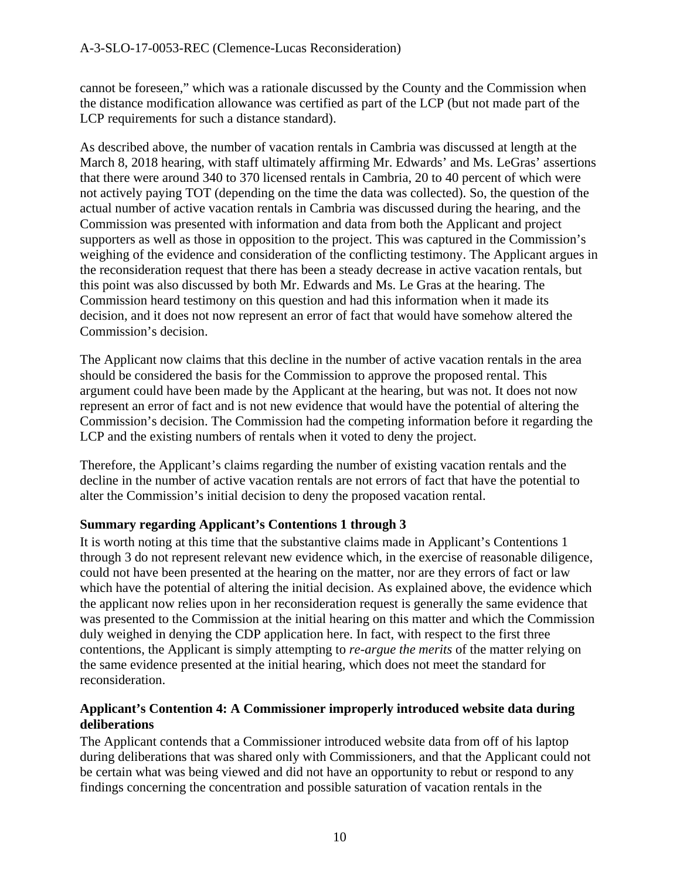cannot be foreseen," which was a rationale discussed by the County and the Commission when the distance modification allowance was certified as part of the LCP (but not made part of the LCP requirements for such a distance standard).

As described above, the number of vacation rentals in Cambria was discussed at length at the March 8, 2018 hearing, with staff ultimately affirming Mr. Edwards' and Ms. LeGras' assertions that there were around 340 to 370 licensed rentals in Cambria, 20 to 40 percent of which were not actively paying TOT (depending on the time the data was collected). So, the question of the actual number of active vacation rentals in Cambria was discussed during the hearing, and the Commission was presented with information and data from both the Applicant and project supporters as well as those in opposition to the project. This was captured in the Commission's weighing of the evidence and consideration of the conflicting testimony. The Applicant argues in the reconsideration request that there has been a steady decrease in active vacation rentals, but this point was also discussed by both Mr. Edwards and Ms. Le Gras at the hearing. The Commission heard testimony on this question and had this information when it made its decision, and it does not now represent an error of fact that would have somehow altered the Commission's decision.

The Applicant now claims that this decline in the number of active vacation rentals in the area should be considered the basis for the Commission to approve the proposed rental. This argument could have been made by the Applicant at the hearing, but was not. It does not now represent an error of fact and is not new evidence that would have the potential of altering the Commission's decision. The Commission had the competing information before it regarding the LCP and the existing numbers of rentals when it voted to deny the project.

Therefore, the Applicant's claims regarding the number of existing vacation rentals and the decline in the number of active vacation rentals are not errors of fact that have the potential to alter the Commission's initial decision to deny the proposed vacation rental.

**Summary regarding Applicant's Contentions 1 through 3**

It is worth noting at this time that the substantive claims made in Applicant's Contentions 1 through 3 do not represent relevant new evidence which, in the exercise of reasonable diligence, could not have been presented at the hearing on the matter, nor are they errors of fact or law which have the potential of altering the initial decision. As explained above, the evidence which the applicant now relies upon in her reconsideration request is generally the same evidence that was presented to the Commission at the initial hearing on this matter and which the Commission duly weighed in denying the CDP application here. In fact, with respect to the first three contentions, the Applicant is simply attempting to *re-argue the merits* of the matter relying on the same evidence presented at the initial hearing, which does not meet the standard for reconsideration.

**Applicant's Contention 4: A Commissioner improperly introduced website data during deliberations**

The Applicant contends that a Commissioner introduced website data from off of his laptop during deliberations that was shared only with Commissioners, and that the Applicant could not be certain what was being viewed and did not have an opportunity to rebut or respond to any findings concerning the concentration and possible saturation of vacation rentals in the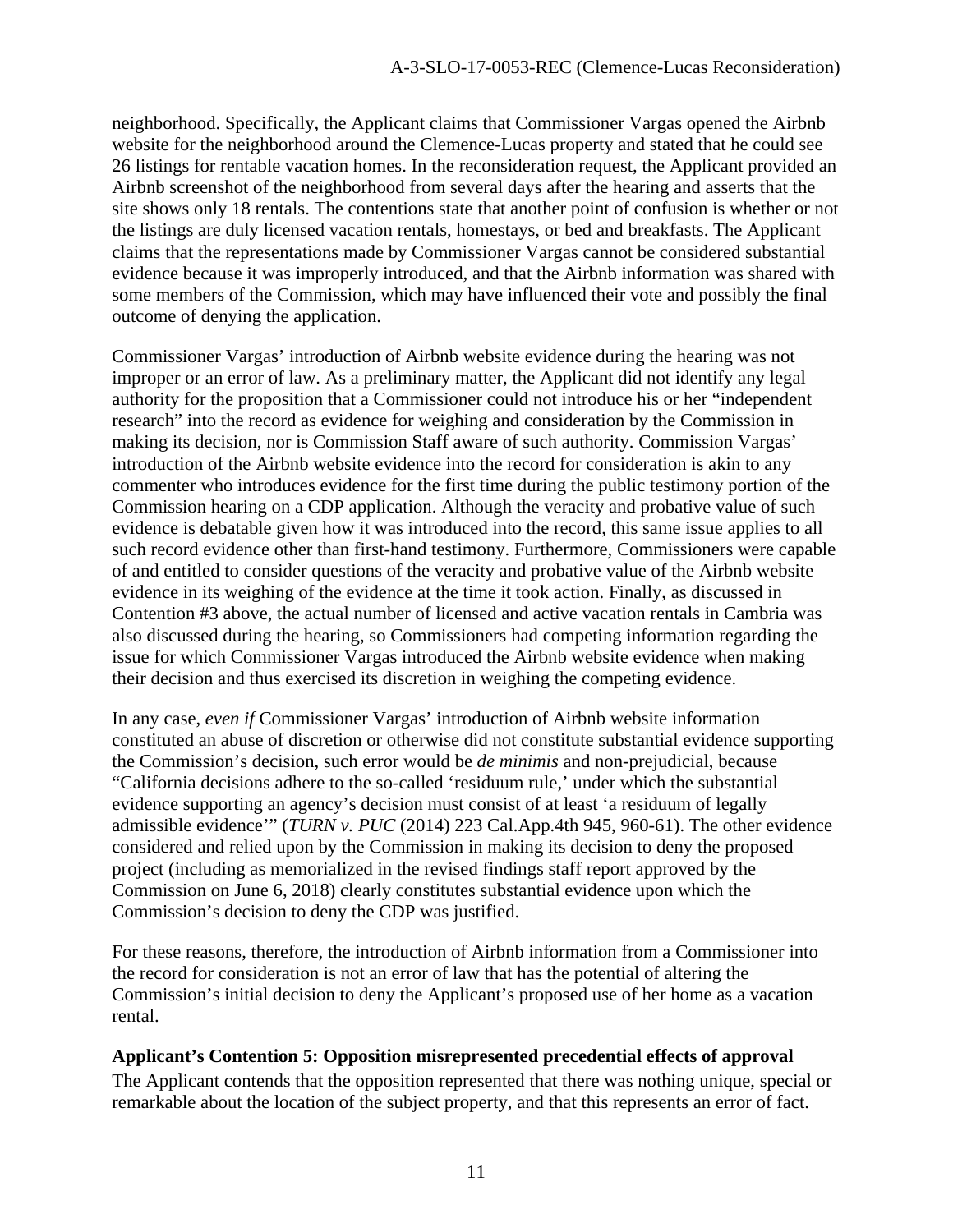neighborhood. Specifically, the Applicant claims that Commissioner Vargas opened the Airbnb website for the neighborhood around the Clemence-Lucas property and stated that he could see 26 listings for rentable vacation homes. In the reconsideration request, the Applicant provided an Airbnb screenshot of the neighborhood from several days after the hearing and asserts that the site shows only 18 rentals. The contentions state that another point of confusion is whether or not the listings are duly licensed vacation rentals, homestays, or bed and breakfasts. The Applicant claims that the representations made by Commissioner Vargas cannot be considered substantial evidence because it was improperly introduced, and that the Airbnb information was shared with some members of the Commission, which may have influenced their vote and possibly the final outcome of denying the application.

Commissioner Vargas' introduction of Airbnb website evidence during the hearing was not improper or an error of law. As a preliminary matter, the Applicant did not identify any legal authority for the proposition that a Commissioner could not introduce his or her "independent research" into the record as evidence for weighing and consideration by the Commission in making its decision, nor is Commission Staff aware of such authority. Commission Vargas' introduction of the Airbnb website evidence into the record for consideration is akin to any commenter who introduces evidence for the first time during the public testimony portion of the Commission hearing on a CDP application. Although the veracity and probative value of such evidence is debatable given how it was introduced into the record, this same issue applies to all such record evidence other than first-hand testimony. Furthermore, Commissioners were capable of and entitled to consider questions of the veracity and probative value of the Airbnb website evidence in its weighing of the evidence at the time it took action. Finally, as discussed in Contention #3 above, the actual number of licensed and active vacation rentals in Cambria was also discussed during the hearing, so Commissioners had competing information regarding the issue for which Commissioner Vargas introduced the Airbnb website evidence when making their decision and thus exercised its discretion in weighing the competing evidence.

In any case, *even if* Commissioner Vargas' introduction of Airbnb website information constituted an abuse of discretion or otherwise did not constitute substantial evidence supporting the Commission's decision, such error would be *de minimis* and non-prejudicial, because "California decisions adhere to the so-called 'residuum rule,' under which the substantial evidence supporting an agency's decision must consist of at least 'a residuum of legally admissible evidence'" (*TURN v. PUC* (2014) 223 Cal.App.4th 945, 960-61). The other evidence considered and relied upon by the Commission in making its decision to deny the proposed project (including as memorialized in the revised findings staff report approved by the Commission on June 6, 2018) clearly constitutes substantial evidence upon which the Commission's decision to deny the CDP was justified.

For these reasons, therefore, the introduction of Airbnb information from a Commissioner into the record for consideration is not an error of law that has the potential of altering the Commission's initial decision to deny the Applicant's proposed use of her home as a vacation rental.

**Applicant's Contention 5: Opposition misrepresented precedential effects of approval**

The Applicant contends that the opposition represented that there was nothing unique, special or remarkable about the location of the subject property, and that this represents an error of fact.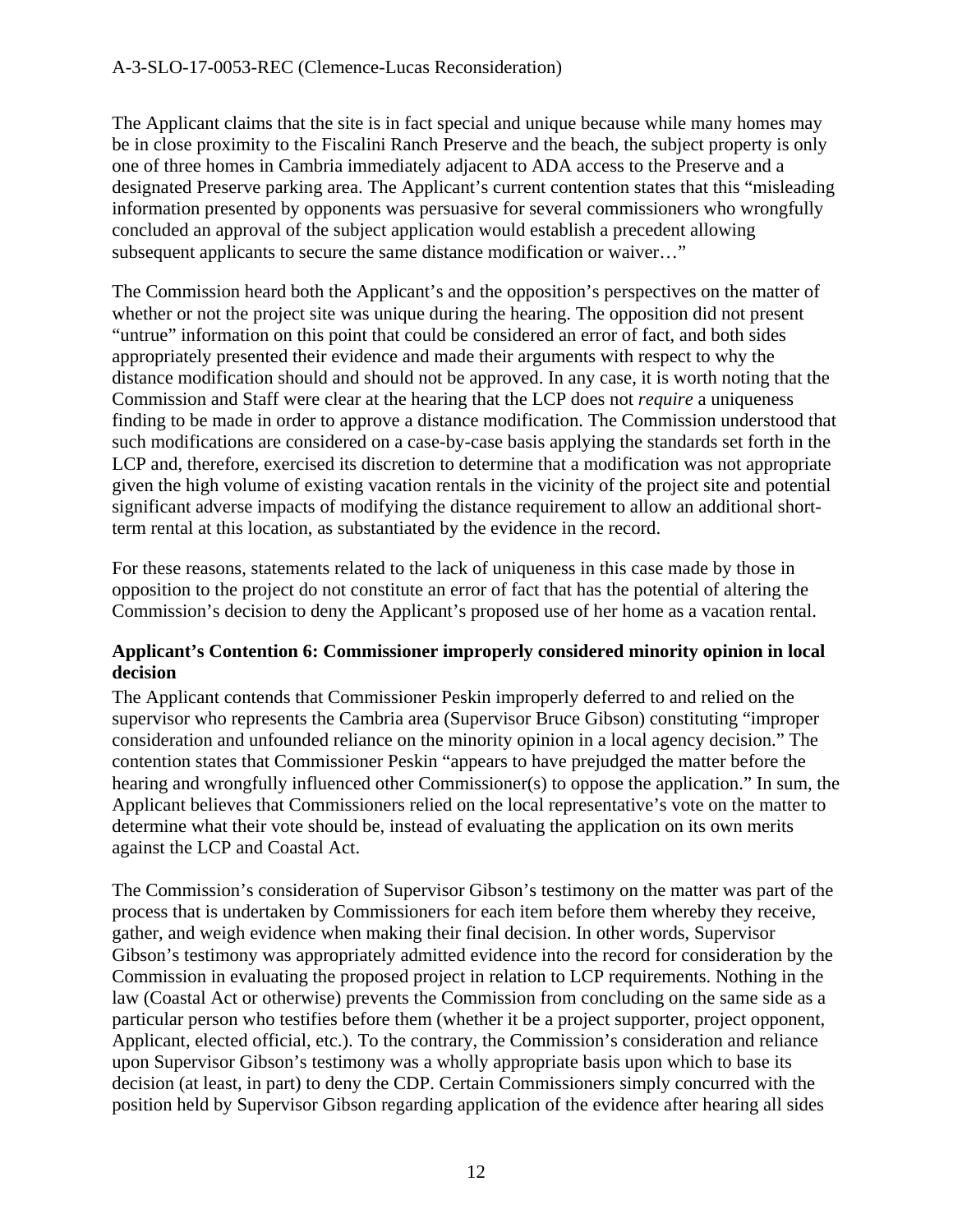The Applicant claims that the site is in fact special and unique because while many homes may be in close proximity to the Fiscalini Ranch Preserve and the beach, the subject property is only one of three homes in Cambria immediately adjacent to ADA access to the Preserve and a designated Preserve parking area. The Applicant's current contention states that this "misleading information presented by opponents was persuasive for several commissioners who wrongfully concluded an approval of the subject application would establish a precedent allowing subsequent applicants to secure the same distance modification or waiver…"

The Commission heard both the Applicant's and the opposition's perspectives on the matter of whether or not the project site was unique during the hearing. The opposition did not present "untrue" information on this point that could be considered an error of fact, and both sides appropriately presented their evidence and made their arguments with respect to why the distance modification should and should not be approved. In any case, it is worth noting that the Commission and Staff were clear at the hearing that the LCP does not *require* a uniqueness finding to be made in order to approve a distance modification. The Commission understood that such modifications are considered on a case-by-case basis applying the standards set forth in the LCP and, therefore, exercised its discretion to determine that a modification was not appropriate given the high volume of existing vacation rentals in the vicinity of the project site and potential significant adverse impacts of modifying the distance requirement to allow an additional short-term rental at this location, as substantiated by the evidence in the record.

For these reasons, statements related to the lack of uniqueness in this case made by those in opposition to the project do not constitute an error of fact that has the potential of altering the Commission's decision to deny the Applicant's proposed use of her home as a vacation rental.

**Applicant's Contention 6: Commissioner improperly considered minority opinion in local decision**

The Applicant contends that Commissioner Peskin improperly deferred to and relied on the supervisor who represents the Cambria area (Supervisor Bruce Gibson) constituting "improper consideration and unfounded reliance on the minority opinion in a local agency decision." The contention states that Commissioner Peskin "appears to have prejudged the matter before the hearing and wrongfully influenced other Commissioner(s) to oppose the application." In sum, the Applicant believes that Commissioners relied on the local representative's vote on the matter to determine what their vote should be, instead of evaluating the application on its own merits against the LCP and Coastal Act.

The Commission's consideration of Supervisor Gibson's testimony on the matter was part of the process that is undertaken by Commissioners for each item before them whereby they receive, gather, and weigh evidence when making their final decision. In other words, Supervisor Gibson's testimony was appropriately admitted evidence into the record for consideration by the Commission in evaluating the proposed project in relation to LCP requirements. Nothing in the law (Coastal Act or otherwise) prevents the Commission from concluding on the same side as a particular person who testifies before them (whether it be a project supporter, project opponent, Applicant, elected official, etc.). To the contrary, the Commission's consideration and reliance upon Supervisor Gibson's testimony was a wholly appropriate basis upon which to base its decision (at least, in part) to deny the CDP. Certain Commissioners simply concurred with the position held by Supervisor Gibson regarding application of the evidence after hearing all sides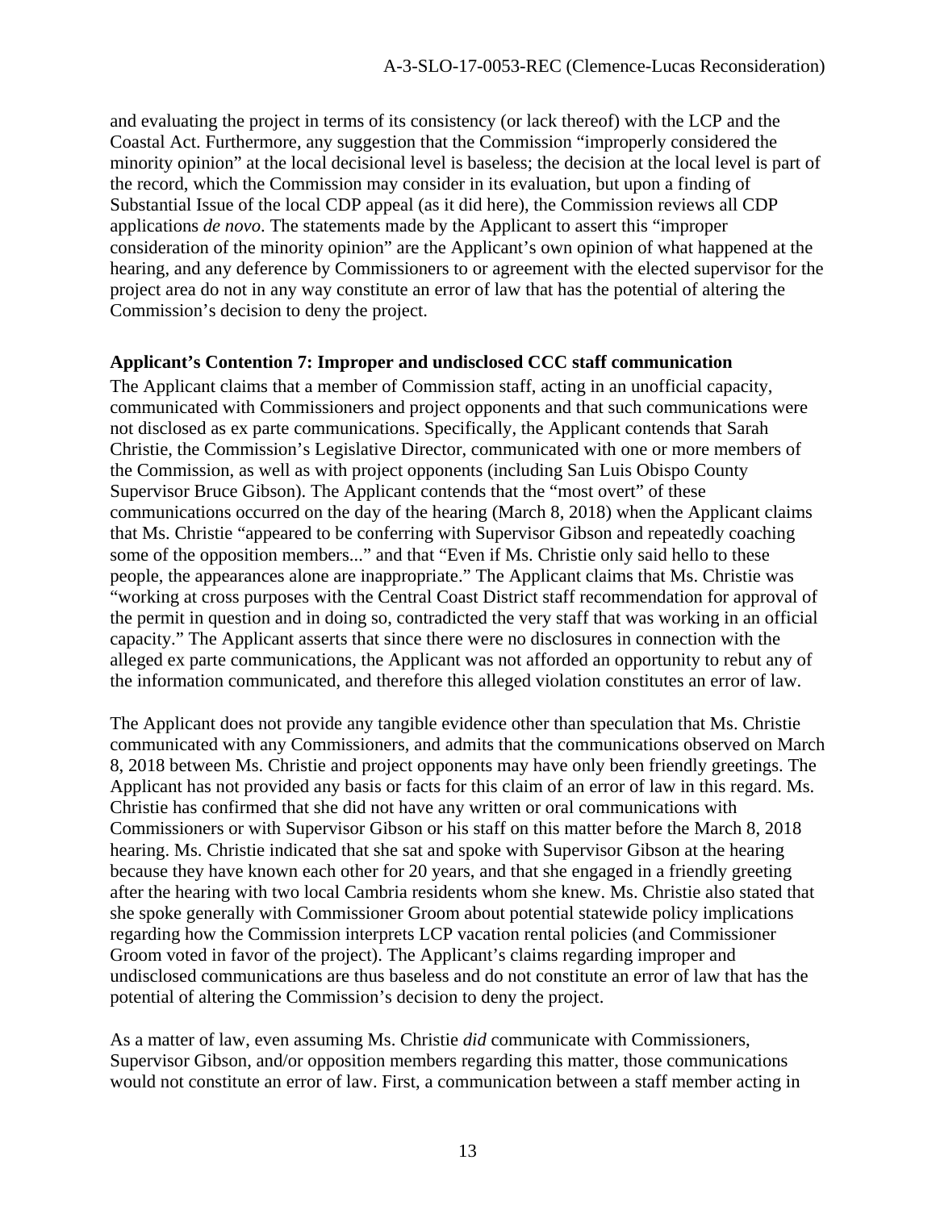and evaluating the project in terms of its consistency (or lack thereof) with the LCP and the Coastal Act. Furthermore, any suggestion that the Commission "improperly considered the minority opinion" at the local decisional level is baseless; the decision at the local level is part of the record, which the Commission may consider in its evaluation, but upon a finding of Substantial Issue of the local CDP appeal (as it did here), the Commission reviews all CDP applications *de novo*. The statements made by the Applicant to assert this "improper consideration of the minority opinion" are the Applicant's own opinion of what happened at the hearing, and any deference by Commissioners to or agreement with the elected supervisor for the project area do not in any way constitute an error of law that has the potential of altering the Commission's decision to deny the project.

**Applicant's Contention 7: Improper and undisclosed CCC staff communication**

The Applicant claims that a member of Commission staff, acting in an unofficial capacity, communicated with Commissioners and project opponents and that such communications were not disclosed as ex parte communications. Specifically, the Applicant contends that Sarah Christie, the Commission's Legislative Director, communicated with one or more members of the Commission, as well as with project opponents (including San Luis Obispo County Supervisor Bruce Gibson). The Applicant contends that the "most overt" of these communications occurred on the day of the hearing (March 8, 2018) when the Applicant claims that Ms. Christie "appeared to be conferring with Supervisor Gibson and repeatedly coaching some of the opposition members..." and that "Even if Ms. Christie only said hello to these people, the appearances alone are inappropriate." The Applicant claims that Ms. Christie was "working at cross purposes with the Central Coast District staff recommendation for approval of the permit in question and in doing so, contradicted the very staff that was working in an official capacity." The Applicant asserts that since there were no disclosures in connection with the alleged ex parte communications, the Applicant was not afforded an opportunity to rebut any of the information communicated, and therefore this alleged violation constitutes an error of law.

The Applicant does not provide any tangible evidence other than speculation that Ms. Christie communicated with any Commissioners, and admits that the communications observed on March 8, 2018 between Ms. Christie and project opponents may have only been friendly greetings. The Applicant has not provided any basis or facts for this claim of an error of law in this regard. Ms. Christie has confirmed that she did not have any written or oral communications with Commissioners or with Supervisor Gibson or his staff on this matter before the March 8, 2018 hearing. Ms. Christie indicated that she sat and spoke with Supervisor Gibson at the hearing because they have known each other for 20 years, and that she engaged in a friendly greeting after the hearing with two local Cambria residents whom she knew. Ms. Christie also stated that she spoke generally with Commissioner Groom about potential statewide policy implications regarding how the Commission interprets LCP vacation rental policies (and Commissioner Groom voted in favor of the project). The Applicant's claims regarding improper and undisclosed communications are thus baseless and do not constitute an error of law that has the potential of altering the Commission's decision to deny the project.

As a matter of law, even assuming Ms. Christie *did* communicate with Commissioners, Supervisor Gibson, and/or opposition members regarding this matter, those communications would not constitute an error of law. First, a communication between a staff member acting in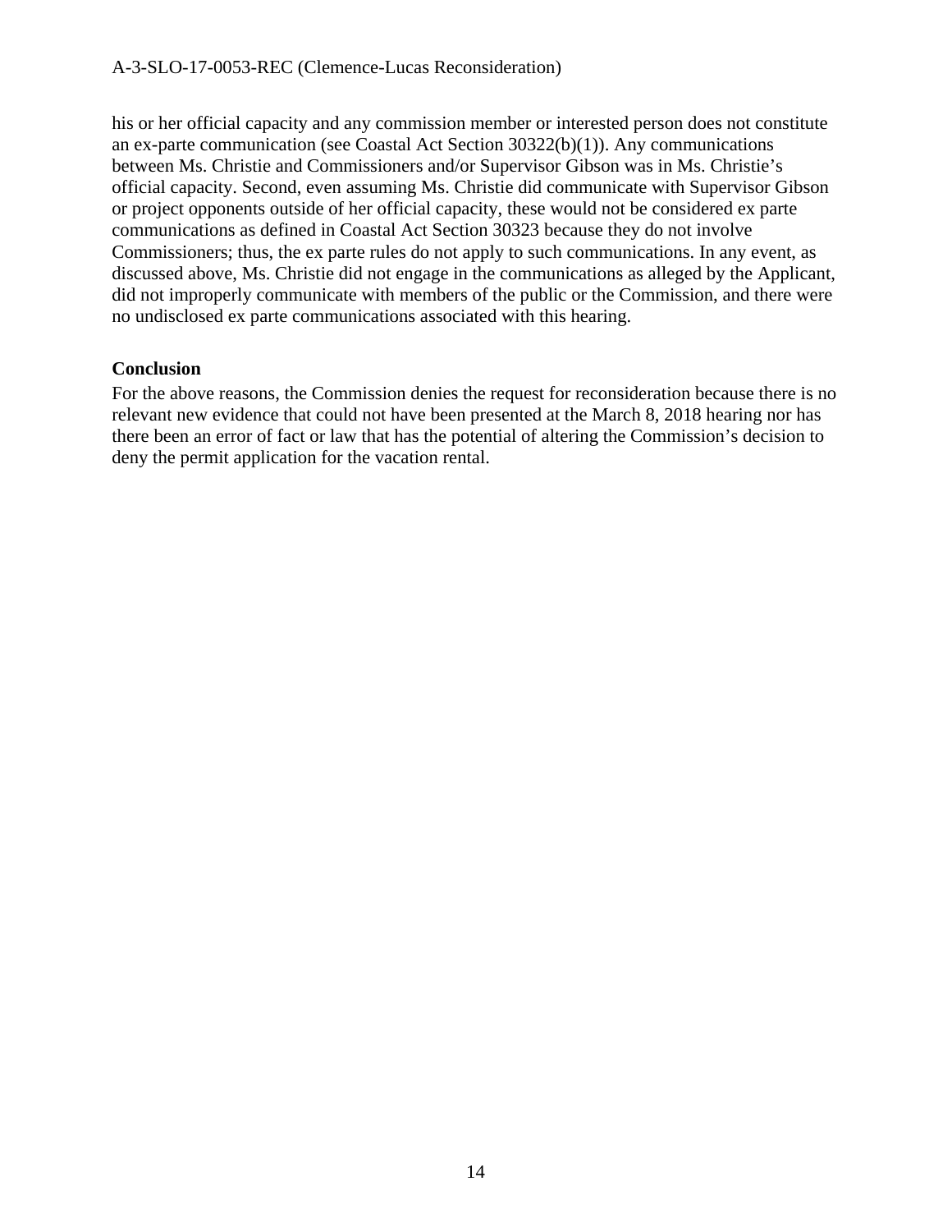his or her official capacity and any commission member or interested person does not constitute an ex-parte communication (see Coastal Act Section 30322(b)(1)). Any communications between Ms. Christie and Commissioners and/or Supervisor Gibson was in Ms. Christie's official capacity. Second, even assuming Ms. Christie did communicate with Supervisor Gibson or project opponents outside of her official capacity, these would not be considered ex parte communications as defined in Coastal Act Section 30323 because they do not involve Commissioners; thus, the ex parte rules do not apply to such communications. In any event, as discussed above, Ms. Christie did not engage in the communications as alleged by the Applicant, did not improperly communicate with members of the public or the Commission, and there were no undisclosed ex parte communications associated with this hearing.

**Conclusion**

For the above reasons, the Commission denies the request for reconsideration because there is no relevant new evidence that could not have been presented at the March 8, 2018 hearing nor has there been an error of fact or law that has the potential of altering the Commission's decision to deny the permit application for the vacation rental.